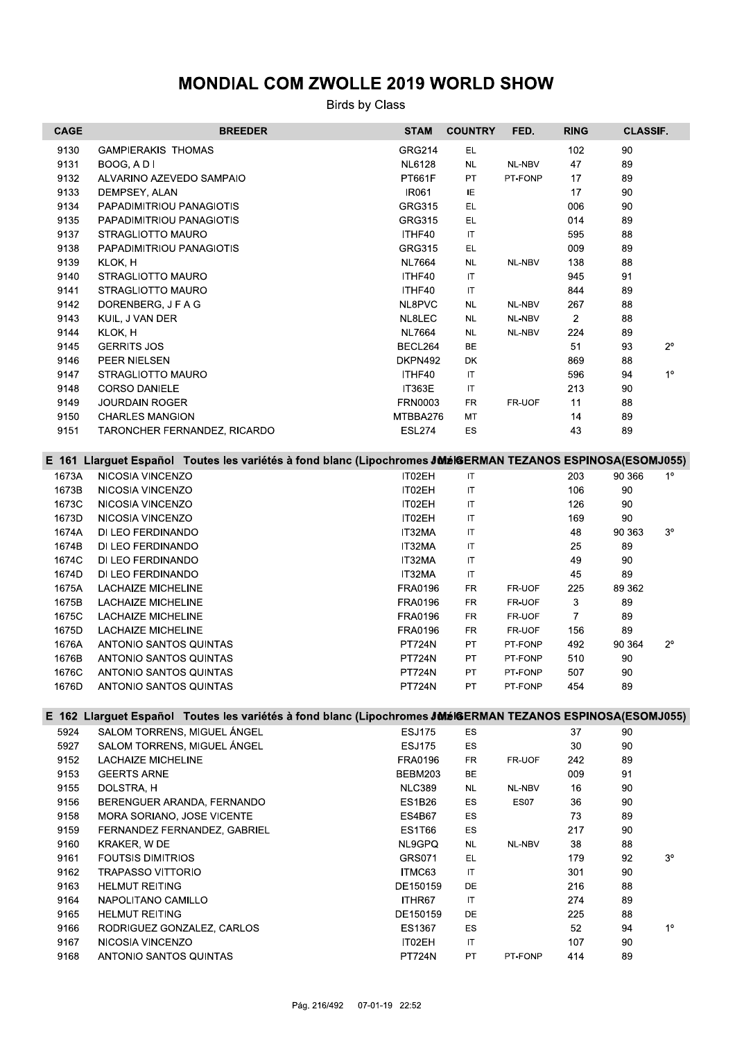# MONDIAL COM ZWOLLE 2019 WORLD SHOW

Birds by Class

| CAGE | BREEDER | STAM | COUNTRY | FED. | RING | CLASSIF. | |
|---|---|---|---|---|---|---|---|
| 9130 | GAMPIERAKIS THOMAS | GRG214 | EL | | 102 | 90 | |
| 9131 | BOOG, A D I | NL6128 | NL | NL-NBV | 47 | 89 | |
| 9132 | ALVARINO AZEVEDO SAMPAIO | PT661F | PT | PT-FONP | 17 | 89 | |
| 9133 | DEMPSEY, ALAN | IR061 | IE | | 17 | 90 | |
| 9134 | PAPADIMITRIOU PANAGIOTIS | GRG315 | EL | | 006 | 90 | |
| 9135 | PAPADIMITRIOU PANAGIOTIS | GRG315 | EL | | 014 | 89 | |
| 9137 | STRAGLIOTTO MAURO | ITHF40 | IT | | 595 | 88 | |
| 9138 | PAPADIMITRIOU PANAGIOTIS | GRG315 | EL | | 009 | 89 | |
| 9139 | KLOK, H | NL7664 | NL | NL-NBV | 138 | 88 | |
| 9140 | STRAGLIOTTO MAURO | ITHF40 | IT | | 945 | 91 | |
| 9141 | STRAGLIOTTO MAURO | ITHF40 | IT | | 844 | 89 | |
| 9142 | DORENBERG, J F A G | NL8PVC | NL | NL-NBV | 267 | 88 | |
| 9143 | KUIL, J VAN DER | NL8LEC | NL | NL-NBV | 2 | 88 | |
| 9144 | KLOK, H | NL7664 | NL | NL-NBV | 224 | 89 | |
| 9145 | GERRITS JOS | BECL264 | BE | | 51 | 93 | 2º |
| 9146 | PEER NIELSEN | DKPN492 | DK | | 869 | 88 | |
| 9147 | STRAGLIOTTO MAURO | ITHF40 | IT | | 596 | 94 | 1º |
| 9148 | CORSO DANIELE | IT363E | IT | | 213 | 90 | |
| 9149 | JOURDAIN ROGER | FRN0003 | FR | FR-UOF | 11 | 88 | |
| 9150 | CHARLES MANGION | MTBBA276 | MT | | 14 | 89 | |
| 9151 | TARONCHER FERNANDEZ, RICARDO | ESL274 | ES | | 43 | 89 | |

## E 161 Llarguet Español Toutes les variétés à fond blanc (Lipochromes JOSÉ GERMAN TEZANOS ESPINOSA(ESOMJ055)

| CAGE | BREEDER | STAM | COUNTRY | FED. | RING | CLASSIF. | |
|---|---|---|---|---|---|---|---|
| 1673A | NICOSIA VINCENZO | IT02EH | IT | | 203 | 90 366 | 1º |
| 1673B | NICOSIA VINCENZO | IT02EH | IT | | 106 | 90 | |
| 1673C | NICOSIA VINCENZO | IT02EH | IT | | 126 | 90 | |
| 1673D | NICOSIA VINCENZO | IT02EH | IT | | 169 | 90 | |
| 1674A | DI LEO FERDINANDO | IT32MA | IT | | 48 | 90 363 | 3º |
| 1674B | DI LEO FERDINANDO | IT32MA | IT | | 25 | 89 | |
| 1674C | DI LEO FERDINANDO | IT32MA | IT | | 49 | 90 | |
| 1674D | DI LEO FERDINANDO | IT32MA | IT | | 45 | 89 | |
| 1675A | LACHAIZE MICHELINE | FRA0196 | FR | FR-UOF | 225 | 89 362 | |
| 1675B | LACHAIZE MICHELINE | FRA0196 | FR | FR-UOF | 3 | 89 | |
| 1675C | LACHAIZE MICHELINE | FRA0196 | FR | FR-UOF | 7 | 89 | |
| 1675D | LACHAIZE MICHELINE | FRA0196 | FR | FR-UOF | 156 | 89 | |
| 1676A | ANTONIO SANTOS QUINTAS | PT724N | PT | PT-FONP | 492 | 90 364 | 2º |
| 1676B | ANTONIO SANTOS QUINTAS | PT724N | PT | PT-FONP | 510 | 90 | |
| 1676C | ANTONIO SANTOS QUINTAS | PT724N | PT | PT-FONP | 507 | 90 | |
| 1676D | ANTONIO SANTOS QUINTAS | PT724N | PT | PT-FONP | 454 | 89 | |

## E 162 Llarguet Español Toutes les variétés à fond blanc (Lipochromes JOSÉ GERMAN TEZANOS ESPINOSA(ESOMJ055)

| CAGE | BREEDER | STAM | COUNTRY | FED. | RING | CLASSIF. | |
|---|---|---|---|---|---|---|---|
| 5924 | SALOM TORRENS, MIGUEL ÁNGEL | ESJ175 | ES | | 37 | 90 | |
| 5927 | SALOM TORRENS, MIGUEL ÁNGEL | ESJ175 | ES | | 30 | 90 | |
| 9152 | LACHAIZE MICHELINE | FRA0196 | FR | FR-UOF | 242 | 89 | |
| 9153 | GEERTS ARNE | BEBM203 | BE | | 009 | 91 | |
| 9155 | DOLSTRA, H | NLC389 | NL | NL-NBV | 16 | 90 | |
| 9156 | BERENGUER ARANDA, FERNANDO | ES1B26 | ES | ES07 | 36 | 90 | |
| 9158 | MORA SORIANO, JOSE VICENTE | ES4B67 | ES | | 73 | 89 | |
| 9159 | FERNANDEZ FERNANDEZ, GABRIEL | ES1T66 | ES | | 217 | 90 | |
| 9160 | KRAKER, W DE | NL9GPQ | NL | NL-NBV | 38 | 88 | |
| 9161 | FOUTSIS DIMITRIOS | GRS071 | EL | | 179 | 92 | 3º |
| 9162 | TRAPASSO VITTORIO | ITMC63 | IT | | 301 | 90 | |
| 9163 | HELMUT REITING | DE150159 | DE | | 216 | 88 | |
| 9164 | NAPOLITANO CAMILLO | ITHR67 | IT | | 274 | 89 | |
| 9165 | HELMUT REITING | DE150159 | DE | | 225 | 88 | |
| 9166 | RODRIGUEZ GONZALEZ, CARLOS | ES1367 | ES | | 52 | 94 | 1º |
| 9167 | NICOSIA VINCENZO | IT02EH | IT | | 107 | 90 | |
| 9168 | ANTONIO SANTOS QUINTAS | PT724N | PT | PT-FONP | 414 | 89 | |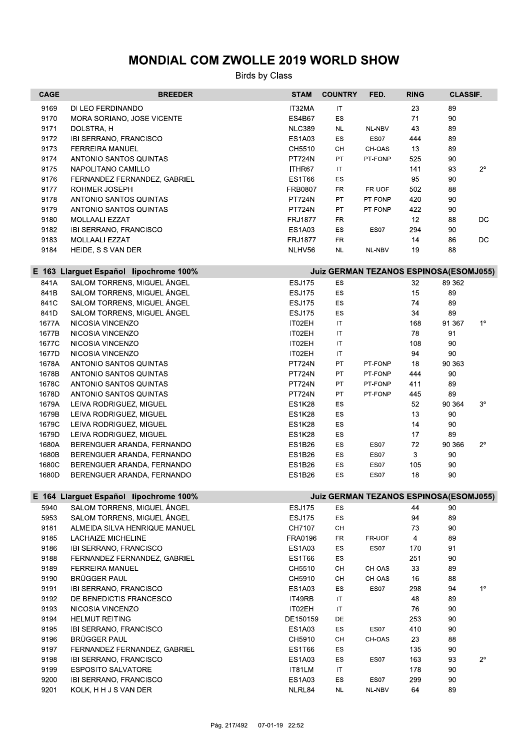# MONDIAL COM ZWOLLE 2019 WORLD SHOW

Birds by Class

| CAGE | BREEDER | STAM | COUNTRY | FED. | RING | CLASSIF. | |
|---|---|---|---|---|---|---|---|
| 9169 | DI LEO FERDINANDO | IT32MA | IT | | 23 | 89 | |
| 9170 | MORA SORIANO, JOSE VICENTE | ES4B67 | ES | | 71 | 90 | |
| 9171 | DOLSTRA, H | NLC389 | NL | NL-NBV | 43 | 89 | |
| 9172 | IBI SERRANO, FRANCISCO | ES1A03 | ES | ES07 | 444 | 89 | |
| 9173 | FERREIRA MANUEL | CH5510 | CH | CH-OAS | 13 | 89 | |
| 9174 | ANTONIO SANTOS QUINTAS | PT724N | PT | PT-FONP | 525 | 90 | |
| 9175 | NAPOLITANO CAMILLO | ITHR67 | IT | | 141 | 93 | 2° |
| 9176 | FERNANDEZ FERNANDEZ, GABRIEL | ES1T66 | ES | | 95 | 90 | |
| 9177 | ROHMER JOSEPH | FRB0807 | FR | FR-UOF | 502 | 88 | |
| 9178 | ANTONIO SANTOS QUINTAS | PT724N | PT | PT-FONP | 420 | 90 | |
| 9179 | ANTONIO SANTOS QUINTAS | PT724N | PT | PT-FONP | 422 | 90 | |
| 9180 | MOLLAALI EZZAT | FRJ1877 | FR | | 12 | 88 | DC |
| 9182 | IBI SERRANO, FRANCISCO | ES1A03 | ES | ES07 | 294 | 90 | |
| 9183 | MOLLAALI EZZAT | FRJ1877 | FR | | 14 | 86 | DC |
| 9184 | HEIDE, S S VAN DER | NLHV56 | NL | NL-NBV | 19 | 88 | |

## E 163 Llarguet Español lipochrome 100% — Juiz GERMAN TEZANOS ESPINOSA(ESOMJ055)

| CAGE | BREEDER | STAM | COUNTRY | FED. | RING | CLASSIF. | |
|---|---|---|---|---|---|---|---|
| 841A | SALOM TORRENS, MIGUEL ÁNGEL | ESJ175 | ES | | 32 | 89 362 | |
| 841B | SALOM TORRENS, MIGUEL ÁNGEL | ESJ175 | ES | | 15 | 89 | |
| 841C | SALOM TORRENS, MIGUEL ÁNGEL | ESJ175 | ES | | 74 | 89 | |
| 841D | SALOM TORRENS, MIGUEL ÁNGEL | ESJ175 | ES | | 34 | 89 | |
| 1677A | NICOSIA VINCENZO | IT02EH | IT | | 168 | 91 367 | 1° |
| 1677B | NICOSIA VINCENZO | IT02EH | IT | | 78 | 91 | |
| 1677C | NICOSIA VINCENZO | IT02EH | IT | | 108 | 90 | |
| 1677D | NICOSIA VINCENZO | IT02EH | IT | | 94 | 90 | |
| 1678A | ANTONIO SANTOS QUINTAS | PT724N | PT | PT-FONP | 18 | 90 363 | |
| 1678B | ANTONIO SANTOS QUINTAS | PT724N | PT | PT-FONP | 444 | 90 | |
| 1678C | ANTONIO SANTOS QUINTAS | PT724N | PT | PT-FONP | 411 | 89 | |
| 1678D | ANTONIO SANTOS QUINTAS | PT724N | PT | PT-FONP | 445 | 89 | |
| 1679A | LEIVA RODRIGUEZ, MIGUEL | ES1K28 | ES | | 52 | 90 364 | 3° |
| 1679B | LEIVA RODRIGUEZ, MIGUEL | ES1K28 | ES | | 13 | 90 | |
| 1679C | LEIVA RODRIGUEZ, MIGUEL | ES1K28 | ES | | 14 | 90 | |
| 1679D | LEIVA RODRIGUEZ, MIGUEL | ES1K28 | ES | | 17 | 89 | |
| 1680A | BERENGUER ARANDA, FERNANDO | ES1B26 | ES | ES07 | 72 | 90 366 | 2° |
| 1680B | BERENGUER ARANDA, FERNANDO | ES1B26 | ES | ES07 | 3 | 90 | |
| 1680C | BERENGUER ARANDA, FERNANDO | ES1B26 | ES | ES07 | 105 | 90 | |
| 1680D | BERENGUER ARANDA, FERNANDO | ES1B26 | ES | ES07 | 18 | 90 | |

## E 164 Llarguet Español lipochrome 100% — Juiz GERMAN TEZANOS ESPINOSA(ESOMJ055)

| CAGE | BREEDER | STAM | COUNTRY | FED. | RING | CLASSIF. | |
|---|---|---|---|---|---|---|---|
| 5940 | SALOM TORRENS, MIGUEL ÁNGEL | ESJ175 | ES | | 44 | 90 | |
| 5953 | SALOM TORRENS, MIGUEL ÁNGEL | ESJ175 | ES | | 94 | 89 | |
| 9181 | ALMEIDA SILVA HENRIQUE MANUEL | CH7107 | CH | | 73 | 90 | |
| 9185 | LACHAIZE MICHELINE | FRA0196 | FR | FR-UOF | 4 | 89 | |
| 9186 | IBI SERRANO, FRANCISCO | ES1A03 | ES | ES07 | 170 | 91 | |
| 9188 | FERNANDEZ FERNANDEZ, GABRIEL | ES1T66 | ES | | 251 | 90 | |
| 9189 | FERREIRA MANUEL | CH5510 | CH | CH-OAS | 33 | 89 | |
| 9190 | BRÜGGER PAUL | CH5910 | CH | CH-OAS | 16 | 88 | |
| 9191 | IBI SERRANO, FRANCISCO | ES1A03 | ES | ES07 | 298 | 94 | 1° |
| 9192 | DE BENEDICTIS FRANCESCO | IT49RB | IT | | 48 | 89 | |
| 9193 | NICOSIA VINCENZO | IT02EH | IT | | 76 | 90 | |
| 9194 | HELMUT REITING | DE150159 | DE | | 253 | 90 | |
| 9195 | IBI SERRANO, FRANCISCO | ES1A03 | ES | ES07 | 410 | 90 | |
| 9196 | BRÜGGER PAUL | CH5910 | CH | CH-OAS | 23 | 88 | |
| 9197 | FERNANDEZ FERNANDEZ, GABRIEL | ES1T66 | ES | | 135 | 90 | |
| 9198 | IBI SERRANO, FRANCISCO | ES1A03 | ES | ES07 | 163 | 93 | 2° |
| 9199 | ESPOSITO SALVATORE | IT81LM | IT | | 178 | 90 | |
| 9200 | IBI SERRANO, FRANCISCO | ES1A03 | ES | ES07 | 299 | 90 | |
| 9201 | KOLK, H H J S VAN DER | NLRL84 | NL | NL-NBV | 64 | 89 | |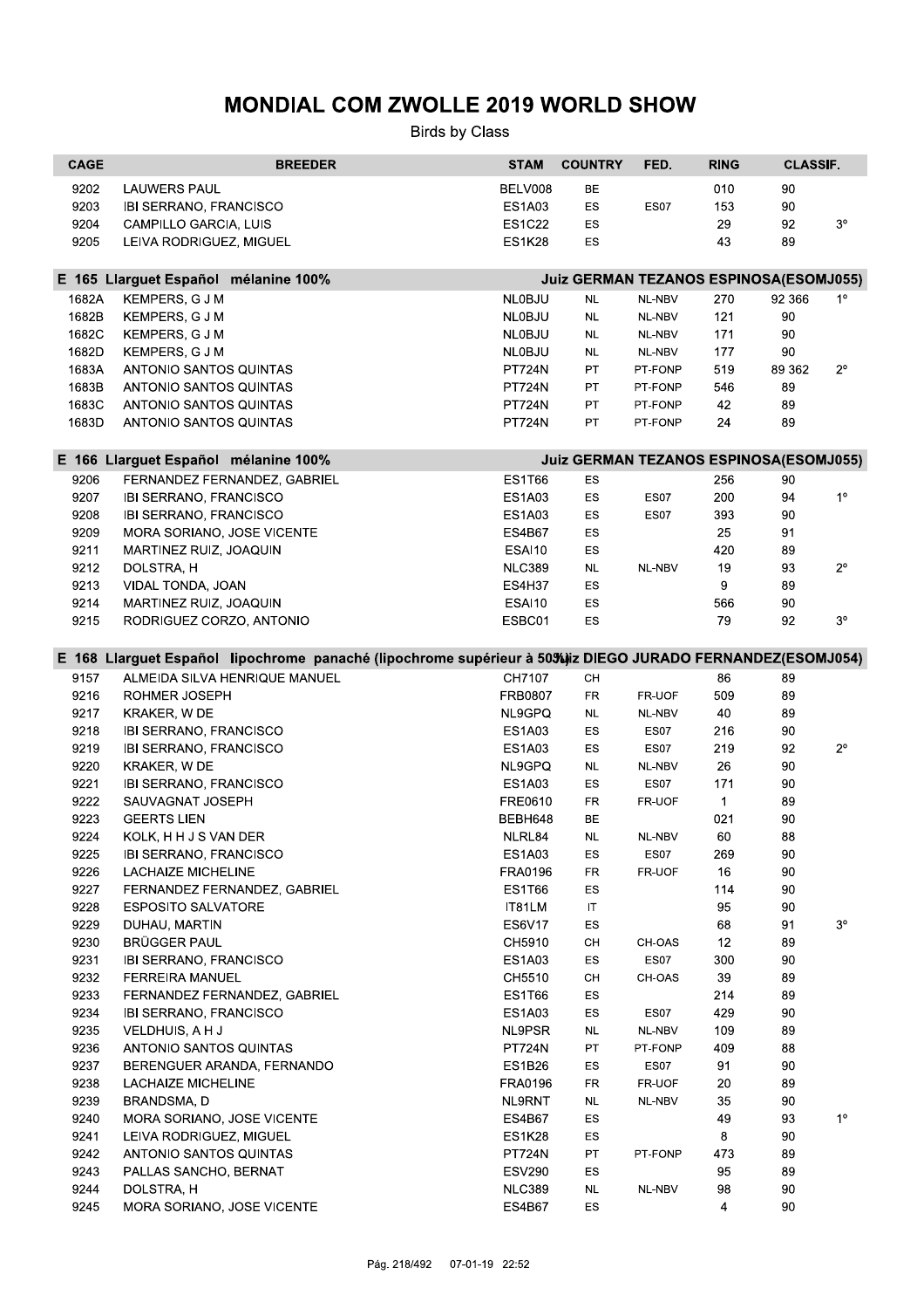# MONDIAL COM ZWOLLE 2019 WORLD SHOW

Birds by Class

| CAGE | BREEDER | STAM | COUNTRY | FED. | RING | CLASSIF. | |
|---|---|---|---|---|---|---|---|
| 9202 | LAUWERS PAUL | BELV008 | BE | | 010 | 90 | |
| 9203 | IBI SERRANO, FRANCISCO | ES1A03 | ES | ES07 | 153 | 90 | |
| 9204 | CAMPILLO GARCIA, LUIS | ES1C22 | ES | | 29 | 92 | 3° |
| 9205 | LEIVA RODRIGUEZ, MIGUEL | ES1K28 | ES | | 43 | 89 | |
| **E 165 Llarguet Español mélanine 100%** | | | **Juiz GERMAN TEZANOS ESPINOSA(ESOMJ055)** | | | | |
| 1682A | KEMPERS, G J M | NL0BJU | NL | NL-NBV | 270 | 92 366 | 1° |
| 1682B | KEMPERS, G J M | NL0BJU | NL | NL-NBV | 121 | 90 | |
| 1682C | KEMPERS, G J M | NL0BJU | NL | NL-NBV | 171 | 90 | |
| 1682D | KEMPERS, G J M | NL0BJU | NL | NL-NBV | 177 | 90 | |
| 1683A | ANTONIO SANTOS QUINTAS | PT724N | PT | PT-FONP | 519 | 89 362 | 2° |
| 1683B | ANTONIO SANTOS QUINTAS | PT724N | PT | PT-FONP | 546 | 89 | |
| 1683C | ANTONIO SANTOS QUINTAS | PT724N | PT | PT-FONP | 42 | 89 | |
| 1683D | ANTONIO SANTOS QUINTAS | PT724N | PT | PT-FONP | 24 | 89 | |
| **E 166 Llarguet Español mélanine 100%** | | | **Juiz GERMAN TEZANOS ESPINOSA(ESOMJ055)** | | | | |
| 9206 | FERNANDEZ FERNANDEZ, GABRIEL | ES1T66 | ES | | 256 | 90 | |
| 9207 | IBI SERRANO, FRANCISCO | ES1A03 | ES | ES07 | 200 | 94 | 1° |
| 9208 | IBI SERRANO, FRANCISCO | ES1A03 | ES | ES07 | 393 | 90 | |
| 9209 | MORA SORIANO, JOSE VICENTE | ES4B67 | ES | | 25 | 91 | |
| 9211 | MARTINEZ RUIZ, JOAQUIN | ESAI10 | ES | | 420 | 89 | |
| 9212 | DOLSTRA, H | NLC389 | NL | NL-NBV | 19 | 93 | 2° |
| 9213 | VIDAL TONDA, JOAN | ES4H37 | ES | | 9 | 89 | |
| 9214 | MARTINEZ RUIZ, JOAQUIN | ESAI10 | ES | | 566 | 90 | |
| 9215 | RODRIGUEZ CORZO, ANTONIO | ESBC01 | ES | | 79 | 92 | 3° |
| **E 168 Llarguet Español lipochrome panaché (lipochrome supérieur à 50%)** | | | **Juiz DIEGO JURADO FERNANDEZ(ESOMJ054)** | | | | |
| 9157 | ALMEIDA SILVA HENRIQUE MANUEL | CH7107 | CH | | 86 | 89 | |
| 9216 | ROHMER JOSEPH | FRB0807 | FR | FR-UOF | 509 | 89 | |
| 9217 | KRAKER, W DE | NL9GPQ | NL | NL-NBV | 40 | 89 | |
| 9218 | IBI SERRANO, FRANCISCO | ES1A03 | ES | ES07 | 216 | 90 | |
| 9219 | IBI SERRANO, FRANCISCO | ES1A03 | ES | ES07 | 219 | 92 | 2° |
| 9220 | KRAKER, W DE | NL9GPQ | NL | NL-NBV | 26 | 90 | |
| 9221 | IBI SERRANO, FRANCISCO | ES1A03 | ES | ES07 | 171 | 90 | |
| 9222 | SAUVAGNAT JOSEPH | FRE0610 | FR | FR-UOF | 1 | 89 | |
| 9223 | GEERTS LIEN | BEBH648 | BE | | 021 | 90 | |
| 9224 | KOLK, H H J S VAN DER | NLRL84 | NL | NL-NBV | 60 | 88 | |
| 9225 | IBI SERRANO, FRANCISCO | ES1A03 | ES | ES07 | 269 | 90 | |
| 9226 | LACHAIZE MICHELINE | FRA0196 | FR | FR-UOF | 16 | 90 | |
| 9227 | FERNANDEZ FERNANDEZ, GABRIEL | ES1T66 | ES | | 114 | 90 | |
| 9228 | ESPOSITO SALVATORE | IT81LM | IT | | 95 | 90 | |
| 9229 | DUHAU, MARTIN | ES6V17 | ES | | 68 | 91 | 3° |
| 9230 | BRÜGGER PAUL | CH5910 | CH | CH-OAS | 12 | 89 | |
| 9231 | IBI SERRANO, FRANCISCO | ES1A03 | ES | ES07 | 300 | 90 | |
| 9232 | FERREIRA MANUEL | CH5510 | CH | CH-OAS | 39 | 89 | |
| 9233 | FERNANDEZ FERNANDEZ, GABRIEL | ES1T66 | ES | | 214 | 89 | |
| 9234 | IBI SERRANO, FRANCISCO | ES1A03 | ES | ES07 | 429 | 90 | |
| 9235 | VELDHUIS, A H J | NL9PSR | NL | NL-NBV | 109 | 89 | |
| 9236 | ANTONIO SANTOS QUINTAS | PT724N | PT | PT-FONP | 409 | 88 | |
| 9237 | BERENGUER ARANDA, FERNANDO | ES1B26 | ES | ES07 | 91 | 90 | |
| 9238 | LACHAIZE MICHELINE | FRA0196 | FR | FR-UOF | 20 | 89 | |
| 9239 | BRANDSMA, D | NL9RNT | NL | NL-NBV | 35 | 90 | |
| 9240 | MORA SORIANO, JOSE VICENTE | ES4B67 | ES | | 49 | 93 | 1° |
| 9241 | LEIVA RODRIGUEZ, MIGUEL | ES1K28 | ES | | 8 | 90 | |
| 9242 | ANTONIO SANTOS QUINTAS | PT724N | PT | PT-FONP | 473 | 89 | |
| 9243 | PALLAS SANCHO, BERNAT | ESV290 | ES | | 95 | 89 | |
| 9244 | DOLSTRA, H | NLC389 | NL | NL-NBV | 98 | 90 | |
| 9245 | MORA SORIANO, JOSE VICENTE | ES4B67 | ES | | 4 | 90 | |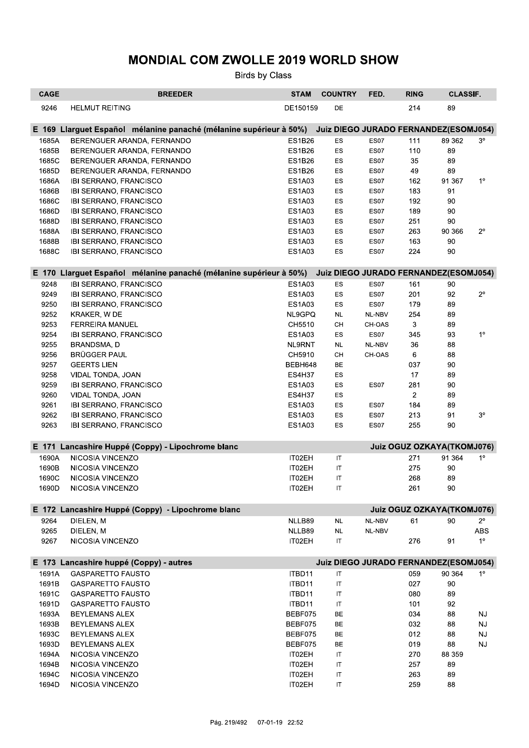# MONDIAL COM ZWOLLE 2019 WORLD SHOW

Birds by Class

| CAGE | BREEDER | STAM | COUNTRY | FED. | RING | CLASSIF. | |
|---|---|---|---|---|---|---|---|
| 9246 | HELMUT REITING | DE150159 | DE | | 214 | 89 | |
| **E 169 Llarguet Español mélanine panaché (mélanine supérieur à 50%)** | | | **Juiz DIEGO JURADO FERNANDEZ(ESOMJ054)** | | | | |
| 1685A | BERENGUER ARANDA, FERNANDO | ES1B26 | ES | ES07 | 111 | 89 362 | 3° |
| 1685B | BERENGUER ARANDA, FERNANDO | ES1B26 | ES | ES07 | 110 | 89 | |
| 1685C | BERENGUER ARANDA, FERNANDO | ES1B26 | ES | ES07 | 35 | 89 | |
| 1685D | BERENGUER ARANDA, FERNANDO | ES1B26 | ES | ES07 | 49 | 89 | |
| 1686A | IBI SERRANO, FRANCISCO | ES1A03 | ES | ES07 | 162 | 91 367 | 1° |
| 1686B | IBI SERRANO, FRANCISCO | ES1A03 | ES | ES07 | 183 | 91 | |
| 1686C | IBI SERRANO, FRANCISCO | ES1A03 | ES | ES07 | 192 | 90 | |
| 1686D | IBI SERRANO, FRANCISCO | ES1A03 | ES | ES07 | 189 | 90 | |
| 1688D | IBI SERRANO, FRANCISCO | ES1A03 | ES | ES07 | 251 | 90 | |
| 1688A | IBI SERRANO, FRANCISCO | ES1A03 | ES | ES07 | 263 | 90 366 | 2° |
| 1688B | IBI SERRANO, FRANCISCO | ES1A03 | ES | ES07 | 163 | 90 | |
| 1688C | IBI SERRANO, FRANCISCO | ES1A03 | ES | ES07 | 224 | 90 | |
| **E 170 Llarguet Español mélanine panaché (mélanine supérieur à 50%)** | | | **Juiz DIEGO JURADO FERNANDEZ(ESOMJ054)** | | | | |
| 9248 | IBI SERRANO, FRANCISCO | ES1A03 | ES | ES07 | 161 | 90 | |
| 9249 | IBI SERRANO, FRANCISCO | ES1A03 | ES | ES07 | 201 | 92 | 2° |
| 9250 | IBI SERRANO, FRANCISCO | ES1A03 | ES | ES07 | 179 | 89 | |
| 9252 | KRAKER, W DE | NL9GPQ | NL | NL-NBV | 254 | 89 | |
| 9253 | FERREIRA MANUEL | CH5510 | CH | CH-OAS | 3 | 89 | |
| 9254 | IBI SERRANO, FRANCISCO | ES1A03 | ES | ES07 | 345 | 93 | 1° |
| 9255 | BRANDSMA, D | NL9RNT | NL | NL-NBV | 36 | 88 | |
| 9256 | BRÜGGER PAUL | CH5910 | CH | CH-OAS | 6 | 88 | |
| 9257 | GEERTS LIEN | BEBH648 | BE | | 037 | 90 | |
| 9258 | VIDAL TONDA, JOAN | ES4H37 | ES | | 17 | 89 | |
| 9259 | IBI SERRANO, FRANCISCO | ES1A03 | ES | ES07 | 281 | 90 | |
| 9260 | VIDAL TONDA, JOAN | ES4H37 | ES | | 2 | 89 | |
| 9261 | IBI SERRANO, FRANCISCO | ES1A03 | ES | ES07 | 184 | 89 | |
| 9262 | IBI SERRANO, FRANCISCO | ES1A03 | ES | ES07 | 213 | 91 | 3° |
| 9263 | IBI SERRANO, FRANCISCO | ES1A03 | ES | ES07 | 255 | 90 | |
| **E 171 Lancashire Huppé (Coppy) - Lipochrome blanc** | | | **Juiz OGUZ OZKAYA(TKOMJ076)** | | | | |
| 1690A | NICOSIA VINCENZO | IT02EH | IT | | 271 | 91 364 | 1° |
| 1690B | NICOSIA VINCENZO | IT02EH | IT | | 275 | 90 | |
| 1690C | NICOSIA VINCENZO | IT02EH | IT | | 268 | 89 | |
| 1690D | NICOSIA VINCENZO | IT02EH | IT | | 261 | 90 | |
| **E 172 Lancashire Huppé (Coppy) - Lipochrome blanc** | | | **Juiz OGUZ OZKAYA(TKOMJ076)** | | | | |
| 9264 | DIELEN, M | NLLB89 | NL | NL-NBV | 61 | 90 | 2° |
| 9265 | DIELEN, M | NLLB89 | NL | NL-NBV | | | ABS |
| 9267 | NICOSIA VINCENZO | IT02EH | IT | | 276 | 91 | 1° |
| **E 173 Lancashire huppé (Coppy) - autres** | | | **Juiz DIEGO JURADO FERNANDEZ(ESOMJ054)** | | | | |
| 1691A | GASPARETTO FAUSTO | ITBD11 | IT | | 059 | 90 364 | 1° |
| 1691B | GASPARETTO FAUSTO | ITBD11 | IT | | 027 | 90 | |
| 1691C | GASPARETTO FAUSTO | ITBD11 | IT | | 080 | 89 | |
| 1691D | GASPARETTO FAUSTO | ITBD11 | IT | | 101 | 92 | |
| 1693A | BEYLEMANS ALEX | BEBF075 | BE | | 034 | 88 | NJ |
| 1693B | BEYLEMANS ALEX | BEBF075 | BE | | 032 | 88 | NJ |
| 1693C | BEYLEMANS ALEX | BEBF075 | BE | | 012 | 88 | NJ |
| 1693D | BEYLEMANS ALEX | BEBF075 | BE | | 019 | 88 | NJ |
| 1694A | NICOSIA VINCENZO | IT02EH | IT | | 270 | 88 359 | |
| 1694B | NICOSIA VINCENZO | IT02EH | IT | | 257 | 89 | |
| 1694C | NICOSIA VINCENZO | IT02EH | IT | | 263 | 89 | |
| 1694D | NICOSIA VINCENZO | IT02EH | IT | | 259 | 88 | |